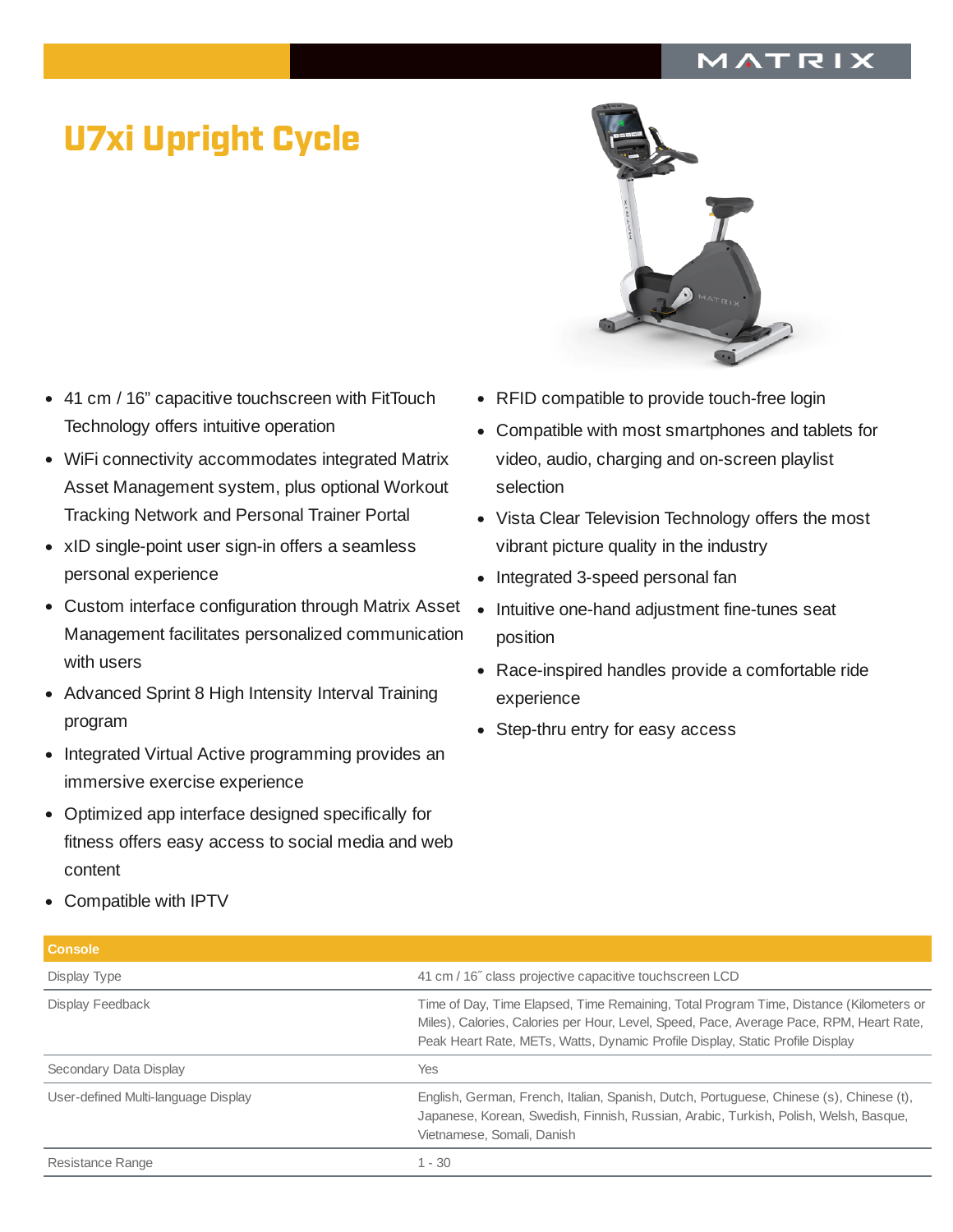MATRIX

# U7xi Upright Cycle

- 41 cm / 16" capacitive touchscreen with FitTouch Technology offers intuitive operation
- WiFi connectivity accommodates integrated Matrix Asset Management system, plus optional Workout Tracking Network and Personal Trainer Portal
- xID single-point user sign-in offers a seamless personal experience
- Custom interface configuration through Matrix Asset Management facilitates personalized communication with users
- Advanced Sprint 8 High Intensity Interval Training program
- Integrated Virtual Active programming provides an immersive exercise experience
- Optimized app interface designed specifically for fitness offers easy access to social media and web content
- Compatible with IPTV
- RFID compatible to provide touch-free login
- Compatible with most smartphones and tablets for video, audio, charging and on-screen playlist selection
- Vista Clear Television Technology offers the most vibrant picture quality in the industry
- Integrated 3-speed personal fan
- Intuitive one-hand adjustment fine-tunes seat position
- Race-inspired handles provide a comfortable ride experience
- Step-thru entry for easy access

| Console | |
|---|---|
| Display Type | 41 cm / 16˝ class projective capacitive touchscreen LCD |
| Display Feedback | Time of Day, Time Elapsed, Time Remaining, Total Program Time, Distance (Kilometers or Miles), Calories, Calories per Hour, Level, Speed, Pace, Average Pace, RPM, Heart Rate, Peak Heart Rate, METs, Watts, Dynamic Profile Display, Static Profile Display |
| Secondary Data Display | Yes |
| User-defined Multi-language Display | English, German, French, Italian, Spanish, Dutch, Portuguese, Chinese (s), Chinese (t), Japanese, Korean, Swedish, Finnish, Russian, Arabic, Turkish, Polish, Welsh, Basque, Vietnamese, Somali, Danish |
| Resistance Range | 1 - 30 |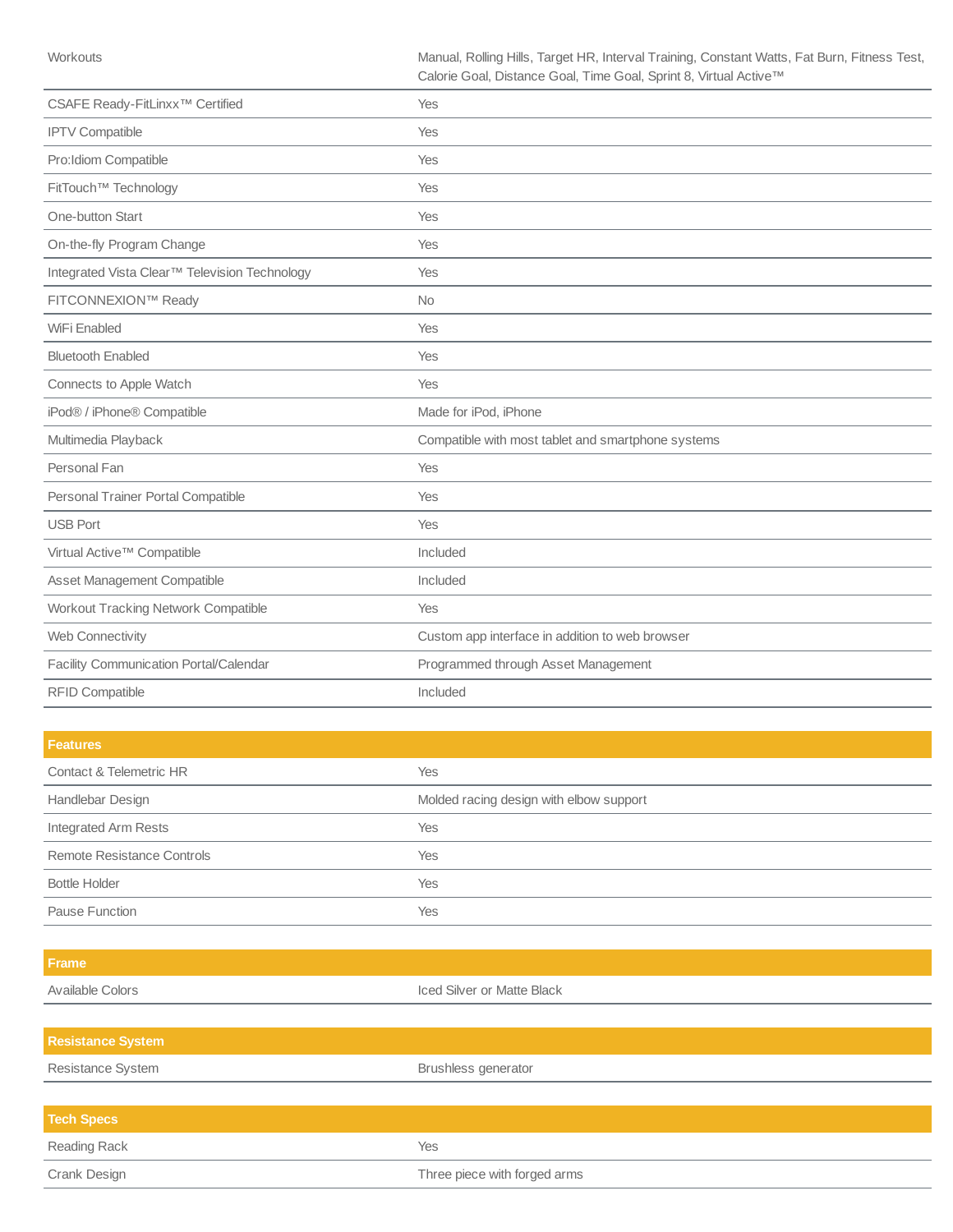| | |
|---|---|
| Workouts | Manual, Rolling Hills, Target HR, Interval Training, Constant Watts, Fat Burn, Fitness Test, Calorie Goal, Distance Goal, Time Goal, Sprint 8, Virtual Active™ |
| CSAFE Ready-FitLinxx™ Certified | Yes |
| IPTV Compatible | Yes |
| Pro:Idiom Compatible | Yes |
| FitTouch™ Technology | Yes |
| One-button Start | Yes |
| On-the-fly Program Change | Yes |
| Integrated Vista Clear™ Television Technology | Yes |
| FITCONNEXION™ Ready | No |
| WiFi Enabled | Yes |
| Bluetooth Enabled | Yes |
| Connects to Apple Watch | Yes |
| iPod® / iPhone® Compatible | Made for iPod, iPhone |
| Multimedia Playback | Compatible with most tablet and smartphone systems |
| Personal Fan | Yes |
| Personal Trainer Portal Compatible | Yes |
| USB Port | Yes |
| Virtual Active™ Compatible | Included |
| Asset Management Compatible | Included |
| Workout Tracking Network Compatible | Yes |
| Web Connectivity | Custom app interface in addition to web browser |
| Facility Communication Portal/Calendar | Programmed through Asset Management |
| RFID Compatible | Included |

| **Features** | |
|---|---|
| Contact & Telemetric HR | Yes |
| Handlebar Design | Molded racing design with elbow support |
| Integrated Arm Rests | Yes |
| Remote Resistance Controls | Yes |
| Bottle Holder | Yes |
| Pause Function | Yes |

| **Frame** | |
|---|---|
| Available Colors | Iced Silver or Matte Black |

| **Resistance System** | |
|---|---|
| Resistance System | Brushless generator |

| **Tech Specs** | |
|---|---|
| Reading Rack | Yes |
| Crank Design | Three piece with forged arms |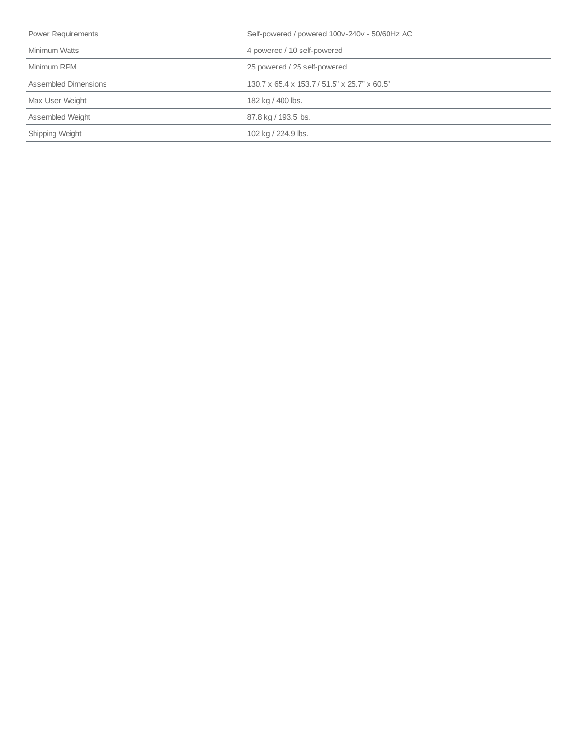| | |
|---|---|
| Power Requirements | Self-powered / powered 100v-240v - 50/60Hz AC |
| Minimum Watts | 4 powered / 10 self-powered |
| Minimum RPM | 25 powered / 25 self-powered |
| Assembled Dimensions | 130.7 x 65.4 x 153.7 / 51.5” x 25.7” x 60.5” |
| Max User Weight | 182 kg / 400 lbs. |
| Assembled Weight | 87.8 kg / 193.5 lbs. |
| Shipping Weight | 102 kg / 224.9 lbs. |